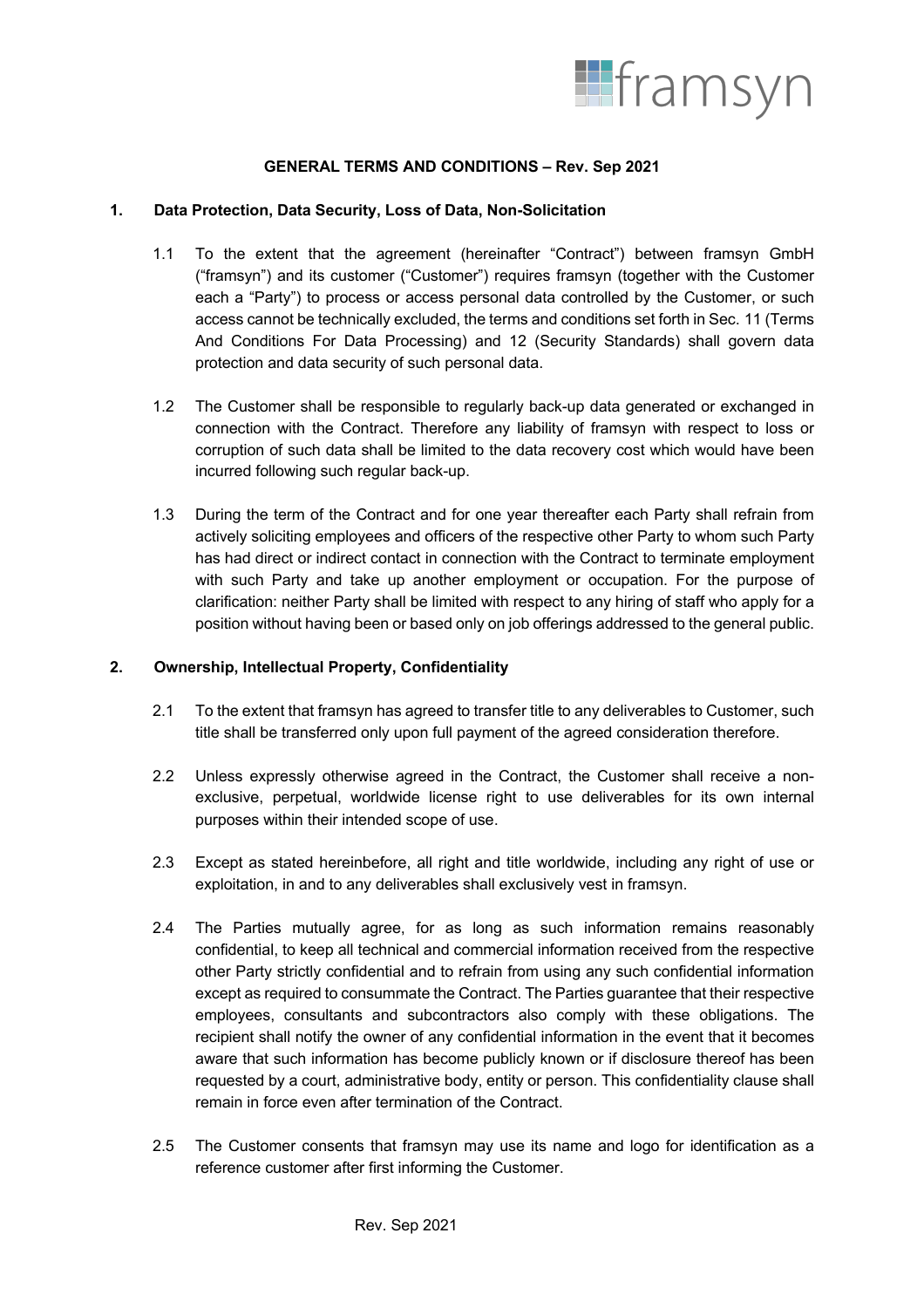framsyn

**GENERAL TERMS AND CONDITIONS – Rev. Sep 2021**

## 1. Data Protection, Data Security, Loss of Data, Non-Solicitation

1.1 To the extent that the agreement (hereinafter "Contract") between framsyn GmbH ("framsyn") and its customer ("Customer") requires framsyn (together with the Customer each a "Party") to process or access personal data controlled by the Customer, or such access cannot be technically excluded, the terms and conditions set forth in Sec. 11 (Terms And Conditions For Data Processing) and 12 (Security Standards) shall govern data protection and data security of such personal data.

1.2 The Customer shall be responsible to regularly back-up data generated or exchanged in connection with the Contract. Therefore any liability of framsyn with respect to loss or corruption of such data shall be limited to the data recovery cost which would have been incurred following such regular back-up.

1.3 During the term of the Contract and for one year thereafter each Party shall refrain from actively soliciting employees and officers of the respective other Party to whom such Party has had direct or indirect contact in connection with the Contract to terminate employment with such Party and take up another employment or occupation. For the purpose of clarification: neither Party shall be limited with respect to any hiring of staff who apply for a position without having been or based only on job offerings addressed to the general public.

## 2. Ownership, Intellectual Property, Confidentiality

2.1 To the extent that framsyn has agreed to transfer title to any deliverables to Customer, such title shall be transferred only upon full payment of the agreed consideration therefore.

2.2 Unless expressly otherwise agreed in the Contract, the Customer shall receive a non-exclusive, perpetual, worldwide license right to use deliverables for its own internal purposes within their intended scope of use.

2.3 Except as stated hereinbefore, all right and title worldwide, including any right of use or exploitation, in and to any deliverables shall exclusively vest in framsyn.

2.4 The Parties mutually agree, for as long as such information remains reasonably confidential, to keep all technical and commercial information received from the respective other Party strictly confidential and to refrain from using any such confidential information except as required to consummate the Contract. The Parties guarantee that their respective employees, consultants and subcontractors also comply with these obligations. The recipient shall notify the owner of any confidential information in the event that it becomes aware that such information has become publicly known or if disclosure thereof has been requested by a court, administrative body, entity or person. This confidentiality clause shall remain in force even after termination of the Contract.

2.5 The Customer consents that framsyn may use its name and logo for identification as a reference customer after first informing the Customer.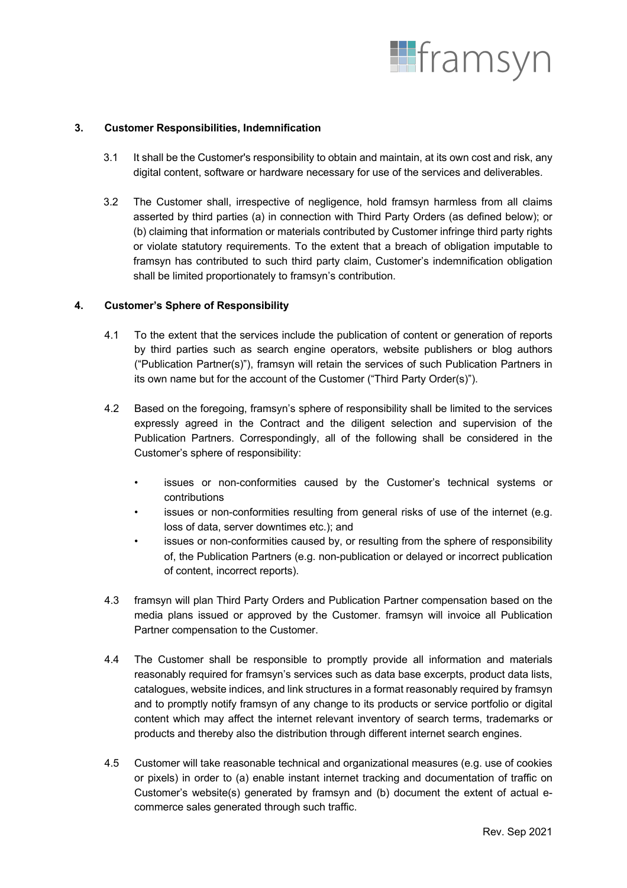## 3. Customer Responsibilities, Indemnification

3.1 It shall be the Customer's responsibility to obtain and maintain, at its own cost and risk, any digital content, software or hardware necessary for use of the services and deliverables.

3.2 The Customer shall, irrespective of negligence, hold framsyn harmless from all claims asserted by third parties (a) in connection with Third Party Orders (as defined below); or (b) claiming that information or materials contributed by Customer infringe third party rights or violate statutory requirements. To the extent that a breach of obligation imputable to framsyn has contributed to such third party claim, Customer's indemnification obligation shall be limited proportionately to framsyn's contribution.

## 4. Customer's Sphere of Responsibility

4.1 To the extent that the services include the publication of content or generation of reports by third parties such as search engine operators, website publishers or blog authors ("Publication Partner(s)"), framsyn will retain the services of such Publication Partners in its own name but for the account of the Customer ("Third Party Order(s)").

4.2 Based on the foregoing, framsyn's sphere of responsibility shall be limited to the services expressly agreed in the Contract and the diligent selection and supervision of the Publication Partners. Correspondingly, all of the following shall be considered in the Customer's sphere of responsibility:

- issues or non-conformities caused by the Customer's technical systems or contributions
- issues or non-conformities resulting from general risks of use of the internet (e.g. loss of data, server downtimes etc.); and
- issues or non-conformities caused by, or resulting from the sphere of responsibility of, the Publication Partners (e.g. non-publication or delayed or incorrect publication of content, incorrect reports).

4.3 framsyn will plan Third Party Orders and Publication Partner compensation based on the media plans issued or approved by the Customer. framsyn will invoice all Publication Partner compensation to the Customer.

4.4 The Customer shall be responsible to promptly provide all information and materials reasonably required for framsyn's services such as data base excerpts, product data lists, catalogues, website indices, and link structures in a format reasonably required by framsyn and to promptly notify framsyn of any change to its products or service portfolio or digital content which may affect the internet relevant inventory of search terms, trademarks or products and thereby also the distribution through different internet search engines.

4.5 Customer will take reasonable technical and organizational measures (e.g. use of cookies or pixels) in order to (a) enable instant internet tracking and documentation of traffic on Customer's website(s) generated by framsyn and (b) document the extent of actual e-commerce sales generated through such traffic.

Rev. Sep 2021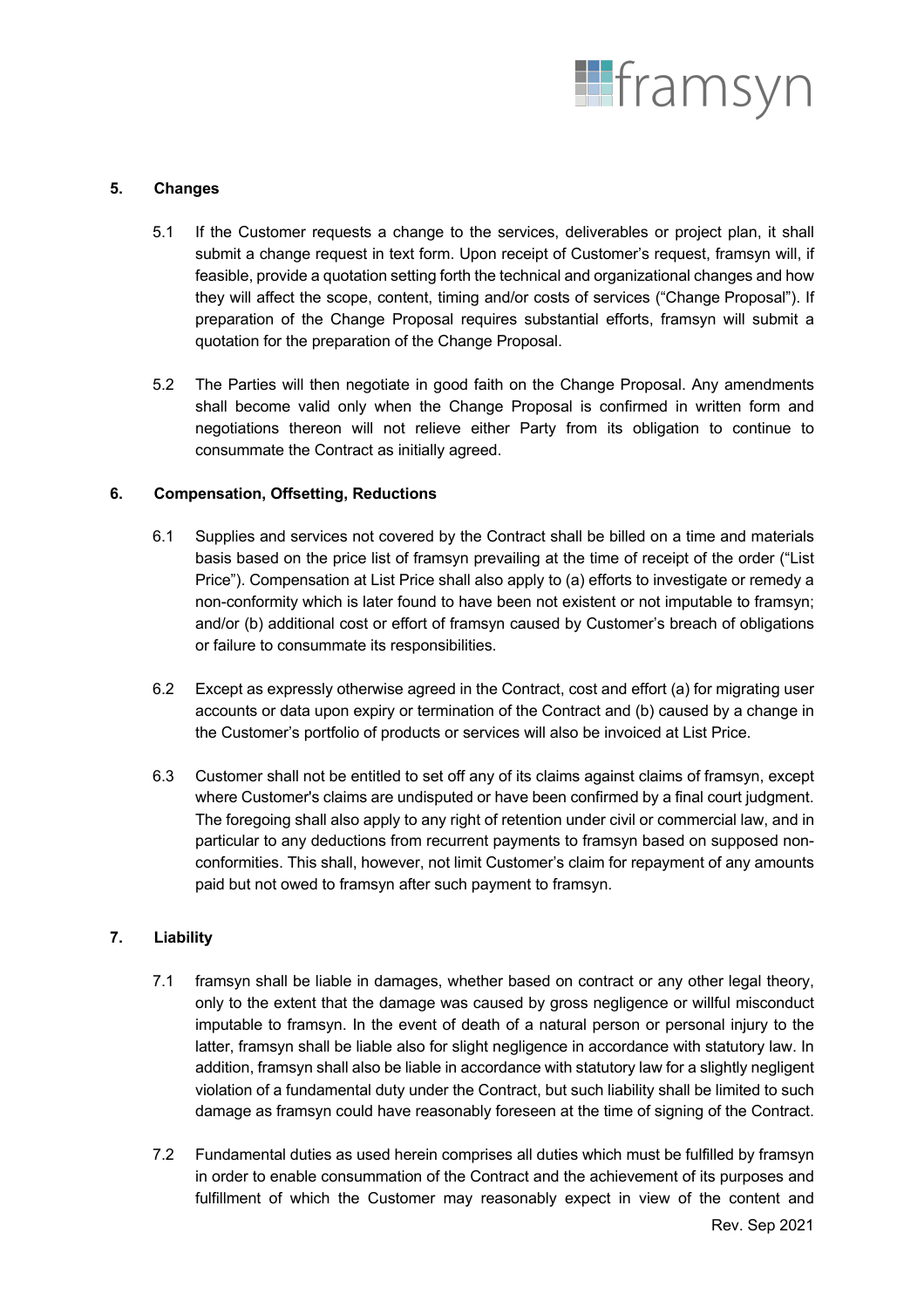## 5. Changes

5.1 If the Customer requests a change to the services, deliverables or project plan, it shall submit a change request in text form. Upon receipt of Customer's request, framsyn will, if feasible, provide a quotation setting forth the technical and organizational changes and how they will affect the scope, content, timing and/or costs of services ("Change Proposal"). If preparation of the Change Proposal requires substantial efforts, framsyn will submit a quotation for the preparation of the Change Proposal.

5.2 The Parties will then negotiate in good faith on the Change Proposal. Any amendments shall become valid only when the Change Proposal is confirmed in written form and negotiations thereon will not relieve either Party from its obligation to continue to consummate the Contract as initially agreed.

## 6. Compensation, Offsetting, Reductions

6.1 Supplies and services not covered by the Contract shall be billed on a time and materials basis based on the price list of framsyn prevailing at the time of receipt of the order ("List Price"). Compensation at List Price shall also apply to (a) efforts to investigate or remedy a non-conformity which is later found to have been not existent or not imputable to framsyn; and/or (b) additional cost or effort of framsyn caused by Customer's breach of obligations or failure to consummate its responsibilities.

6.2 Except as expressly otherwise agreed in the Contract, cost and effort (a) for migrating user accounts or data upon expiry or termination of the Contract and (b) caused by a change in the Customer's portfolio of products or services will also be invoiced at List Price.

6.3 Customer shall not be entitled to set off any of its claims against claims of framsyn, except where Customer's claims are undisputed or have been confirmed by a final court judgment. The foregoing shall also apply to any right of retention under civil or commercial law, and in particular to any deductions from recurrent payments to framsyn based on supposed non-conformities. This shall, however, not limit Customer's claim for repayment of any amounts paid but not owed to framsyn after such payment to framsyn.

## 7. Liability

7.1 framsyn shall be liable in damages, whether based on contract or any other legal theory, only to the extent that the damage was caused by gross negligence or willful misconduct imputable to framsyn. In the event of death of a natural person or personal injury to the latter, framsyn shall be liable also for slight negligence in accordance with statutory law. In addition, framsyn shall also be liable in accordance with statutory law for a slightly negligent violation of a fundamental duty under the Contract, but such liability shall be limited to such damage as framsyn could have reasonably foreseen at the time of signing of the Contract.

7.2 Fundamental duties as used herein comprises all duties which must be fulfilled by framsyn in order to enable consummation of the Contract and the achievement of its purposes and fulfillment of which the Customer may reasonably expect in view of the content and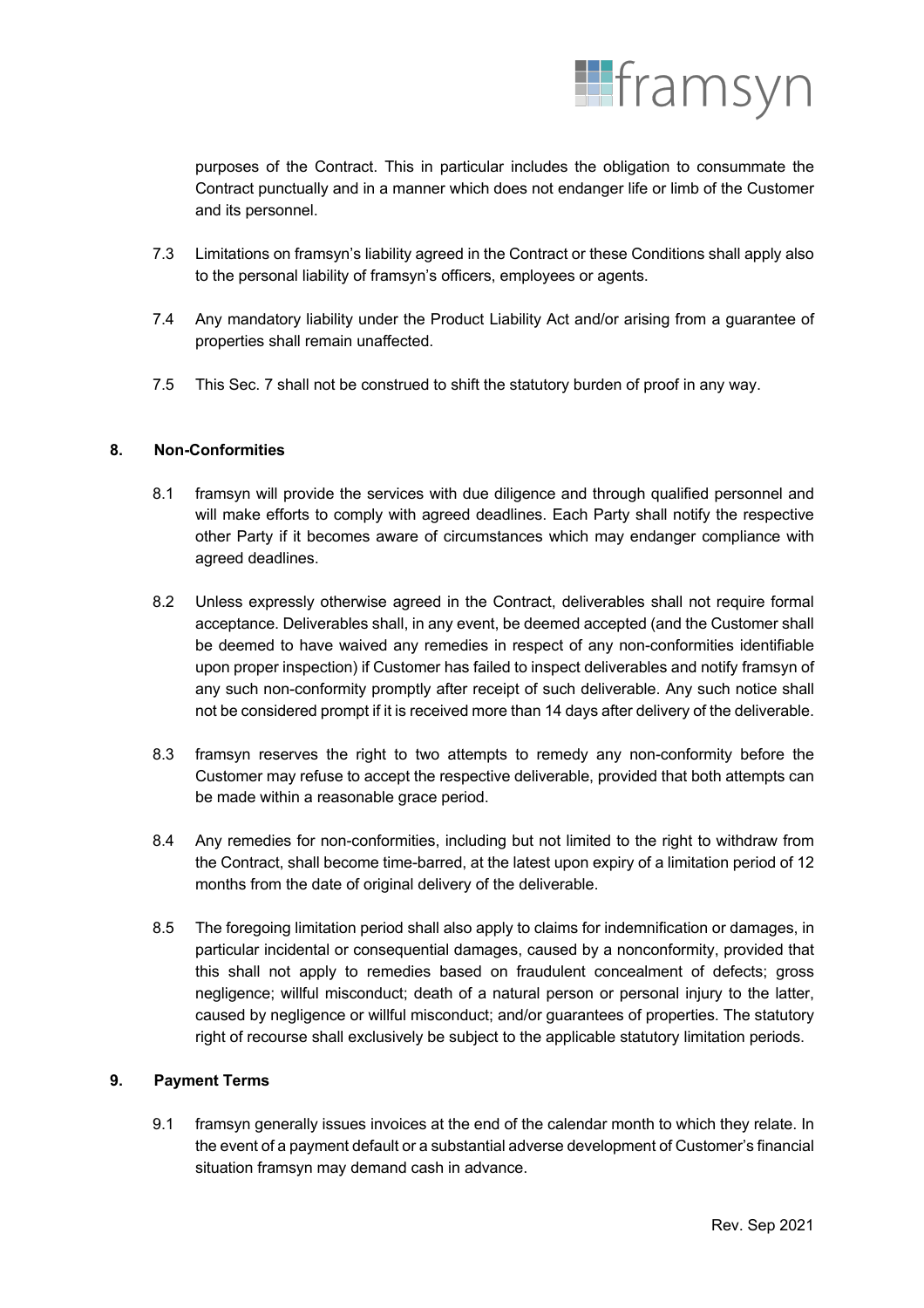purposes of the Contract. This in particular includes the obligation to consummate the Contract punctually and in a manner which does not endanger life or limb of the Customer and its personnel.

7.3 Limitations on framsyn's liability agreed in the Contract or these Conditions shall apply also to the personal liability of framsyn's officers, employees or agents.

7.4 Any mandatory liability under the Product Liability Act and/or arising from a guarantee of properties shall remain unaffected.

7.5 This Sec. 7 shall not be construed to shift the statutory burden of proof in any way.

## 8. Non-Conformities

8.1 framsyn will provide the services with due diligence and through qualified personnel and will make efforts to comply with agreed deadlines. Each Party shall notify the respective other Party if it becomes aware of circumstances which may endanger compliance with agreed deadlines.

8.2 Unless expressly otherwise agreed in the Contract, deliverables shall not require formal acceptance. Deliverables shall, in any event, be deemed accepted (and the Customer shall be deemed to have waived any remedies in respect of any non-conformities identifiable upon proper inspection) if Customer has failed to inspect deliverables and notify framsyn of any such non-conformity promptly after receipt of such deliverable. Any such notice shall not be considered prompt if it is received more than 14 days after delivery of the deliverable.

8.3 framsyn reserves the right to two attempts to remedy any non-conformity before the Customer may refuse to accept the respective deliverable, provided that both attempts can be made within a reasonable grace period.

8.4 Any remedies for non-conformities, including but not limited to the right to withdraw from the Contract, shall become time-barred, at the latest upon expiry of a limitation period of 12 months from the date of original delivery of the deliverable.

8.5 The foregoing limitation period shall also apply to claims for indemnification or damages, in particular incidental or consequential damages, caused by a nonconformity, provided that this shall not apply to remedies based on fraudulent concealment of defects; gross negligence; willful misconduct; death of a natural person or personal injury to the latter, caused by negligence or willful misconduct; and/or guarantees of properties. The statutory right of recourse shall exclusively be subject to the applicable statutory limitation periods.

## 9. Payment Terms

9.1 framsyn generally issues invoices at the end of the calendar month to which they relate. In the event of a payment default or a substantial adverse development of Customer's financial situation framsyn may demand cash in advance.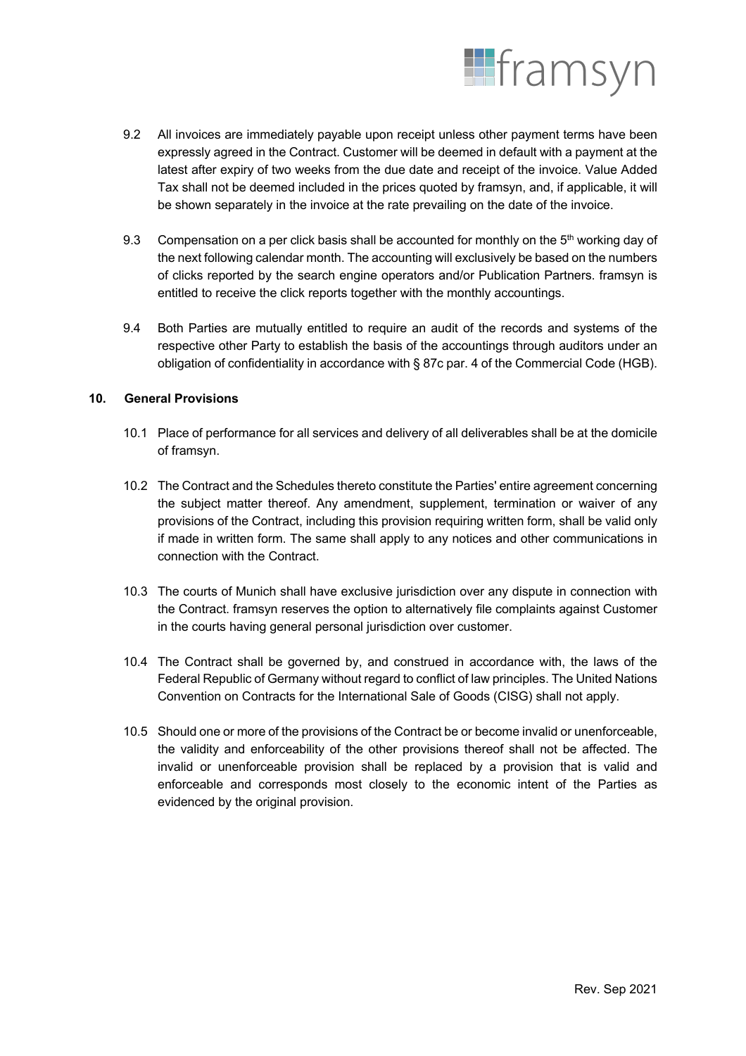9.2 All invoices are immediately payable upon receipt unless other payment terms have been expressly agreed in the Contract. Customer will be deemed in default with a payment at the latest after expiry of two weeks from the due date and receipt of the invoice. Value Added Tax shall not be deemed included in the prices quoted by framsyn, and, if applicable, it will be shown separately in the invoice at the rate prevailing on the date of the invoice.

9.3 Compensation on a per click basis shall be accounted for monthly on the 5th working day of the next following calendar month. The accounting will exclusively be based on the numbers of clicks reported by the search engine operators and/or Publication Partners. framsyn is entitled to receive the click reports together with the monthly accountings.

9.4 Both Parties are mutually entitled to require an audit of the records and systems of the respective other Party to establish the basis of the accountings through auditors under an obligation of confidentiality in accordance with § 87c par. 4 of the Commercial Code (HGB).

## 10. General Provisions

10.1 Place of performance for all services and delivery of all deliverables shall be at the domicile of framsyn.

10.2 The Contract and the Schedules thereto constitute the Parties' entire agreement concerning the subject matter thereof. Any amendment, supplement, termination or waiver of any provisions of the Contract, including this provision requiring written form, shall be valid only if made in written form. The same shall apply to any notices and other communications in connection with the Contract.

10.3 The courts of Munich shall have exclusive jurisdiction over any dispute in connection with the Contract. framsyn reserves the option to alternatively file complaints against Customer in the courts having general personal jurisdiction over customer.

10.4 The Contract shall be governed by, and construed in accordance with, the laws of the Federal Republic of Germany without regard to conflict of law principles. The United Nations Convention on Contracts for the International Sale of Goods (CISG) shall not apply.

10.5 Should one or more of the provisions of the Contract be or become invalid or unenforceable, the validity and enforceability of the other provisions thereof shall not be affected. The invalid or unenforceable provision shall be replaced by a provision that is valid and enforceable and corresponds most closely to the economic intent of the Parties as evidenced by the original provision.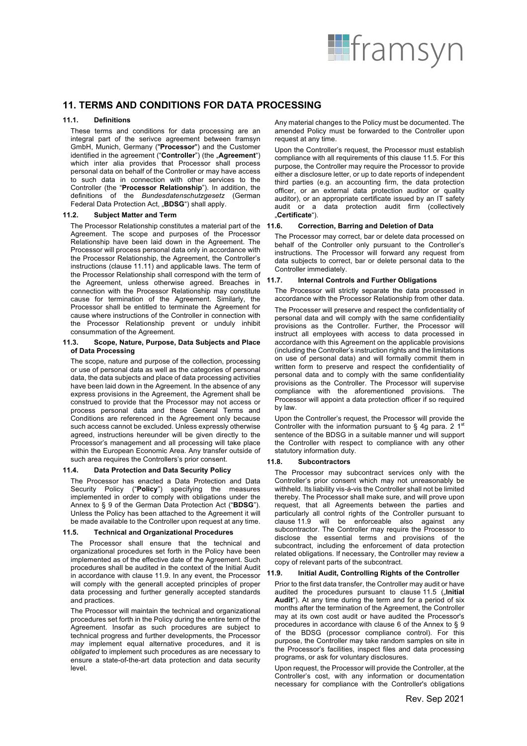## 11. TERMS AND CONDITIONS FOR DATA PROCESSING

### 11.1. Definitions

These terms and conditions for data processing are an integral part of the serivce agreement between framsyn GmbH, Munich, Germany ("**Processor**") and the Customer identified in the agreement ("**Controller**") (the „**Agreement**") which inter alia provides that Processor shall process personal data on behalf of the Controller or may have access to such data in connection with other services to the Controller (the "**Processor Relationship**"). In addition, the definitions of the *Bundesdatenschutzgesetz* (German Federal Data Protection Act, „**BDSG**") shall apply.

### 11.2. Subject Matter and Term

The Processor Relationship constitutes a material part of the Agreement. The scope and purposes of the Processor Relationship have been laid down in the Agreement. The Processor will process personal data only in accordance with the Processor Relationship, the Agreement, the Controller's instructions (clause 11.11) and applicable laws. The term of the Processor Relationship shall correspond with the term of the Agreement, unless otherwise agreed. Breaches in connection with the Processor Relationship may constitute cause for termination of the Agreement. Similarly, the Processor shall be entitled to terminate the Agreement for cause where instructions of the Controller in connection with the Processor Relationship prevent or unduly inhibit consummation of the Agreement.

### 11.3. Scope, Nature, Purpose, Data Subjects and Place of Data Processing

The scope, nature and purpose of the collection, processing or use of personal data as well as the categories of personal data, the data subjects and place of data processing activities have been laid down in the Agreement. In the absence of any express provisions in the Agreement, the Agreement shall be construed to provide that the Processor may not access or process personal data and these General Terms and Conditions are referenced in the Agreement only because such access cannot be excluded. Unless expressly otherwise agreed, instructions hereunder will be given directly to the Processor's management and all processing will take place within the European Economic Area. Any transfer outside of such area requires the Controllers's prior consent.

### 11.4. Data Protection and Data Security Policy

The Processor has enacted a Data Protection and Data Security Policy ("**Policy**") specifying the measures implemented in order to comply with obligations under the Annex to § 9 of the German Data Protection Act ("**BDSG**"). Unless the Policy has been attached to the Agreement it will be made available to the Controller upon request at any time.

### 11.5. Technical and Organizational Procedures

The Processor shall ensure that the technical and organizational procedures set forth in the Policy have been implemented as of the effective date of the Agreement. Such procedures shall be audited in the context of the Initial Audit in accordance with clause 11.9. In any event, the Processor will comply with the generall accepted principles of proper data processing and further generally accepted standards and practices.

The Processor will maintain the technical and organizational procedures set forth in the Policy during the entire term of the Agreement. Insofar as such procedures are subject to technical progress and further developments, the Processor *may* implement equal alternative procedures, and it is *obligated* to implement such procedures as are necessary to ensure a state-of-the-art data protection and data security level.

Any material changes to the Policy must be documented. The amended Policy must be forwarded to the Controller upon request at any time.

Upon the Controller's request, the Processor must establish compliance with all requirements of this clause 11.5. For this purpose, the Controller may require the Processor to provide either a disclosure letter, or up to date reports of independent third parties (e.g. an accounting firm, the data protection officer, or an external data protection auditor or quality auditor), or an appropriate certificate issued by an IT safety audit or a data protection audit firm (collectively „**Certificate**").

### 11.6. Correction, Barring and Deletion of Data

The Processor may correct, bar or delete data processed on behalf of the Controller only pursuant to the Controller's instructions. The Processor will forward any request from data subjects to correct, bar or delete personal data to the Controller immediately.

### 11.7. Internal Controls and Further Obligations

The Processor will strictly separate the data processed in accordance with the Processor Relationship from other data.

The Processer will preserve and respect the confidentiality of personal data and will comply with the same confidentiality provisions as the Controller. Further, the Processor will instruct all employees with access to data processed in accordance with this Agreement on the applicable provisions (including the Controller's instruction rights and the limitations on use of personal data) and will formally commit them in written form to preserve and respect the confidentiality of personal data and to comply with the same confidentiality provisions as the Controller. The Processor will supervise compliance with the aforementioned provisions. The Processor will appoint a data protection officer if so required by law.

Upon the Controller's request, the Processor will provide the Controller with the information pursuant to § 4g para. 2 1st sentence of the BDSG in a suitable manner und will support the Controller with respect to compliance with any other statutory information duty.

### 11.8. Subcontractors

The Processor may subcontract services only with the Controller's prior consent which may not unreasonably be withheld. Its liability vis-á-vis the Controller shall not be limited thereby. The Processor shall make sure, and will prove upon request, that all Agreements between the parties and particularly all control rights of the Controller pursuant to clause 11.9 will be enforceable also against any subcontractor. The Controller may require the Processor to disclose the essential terms and provisions of the subcontract, including the enforcement of data protection related obligations. If necessary, the Controller may review a copy of relevant parts of the subcontract.

### 11.9. Initial Audit, Controlling Rights of the Controller

Prior to the first data transfer, the Controller may audit or have audited the procedures pursuant to clause 11.5 („**Initial Audit**"). At any time during the term and for a period of six months after the termination of the Agreement, the Controller may at its own cost audit or have audited the Processor's procedures in accordance with clause 6 of the Annex to § 9 of the BDSG (processor compliance control). For this purpose, the Controller may take random samples on site in the Processor's facilities, inspect files and data processing programs, or ask for voluntary disclosures.

Upon request, the Processor will provide the Controller, at the Controller's cost, with any information or documentation necessary for compliance with the Controller's obligations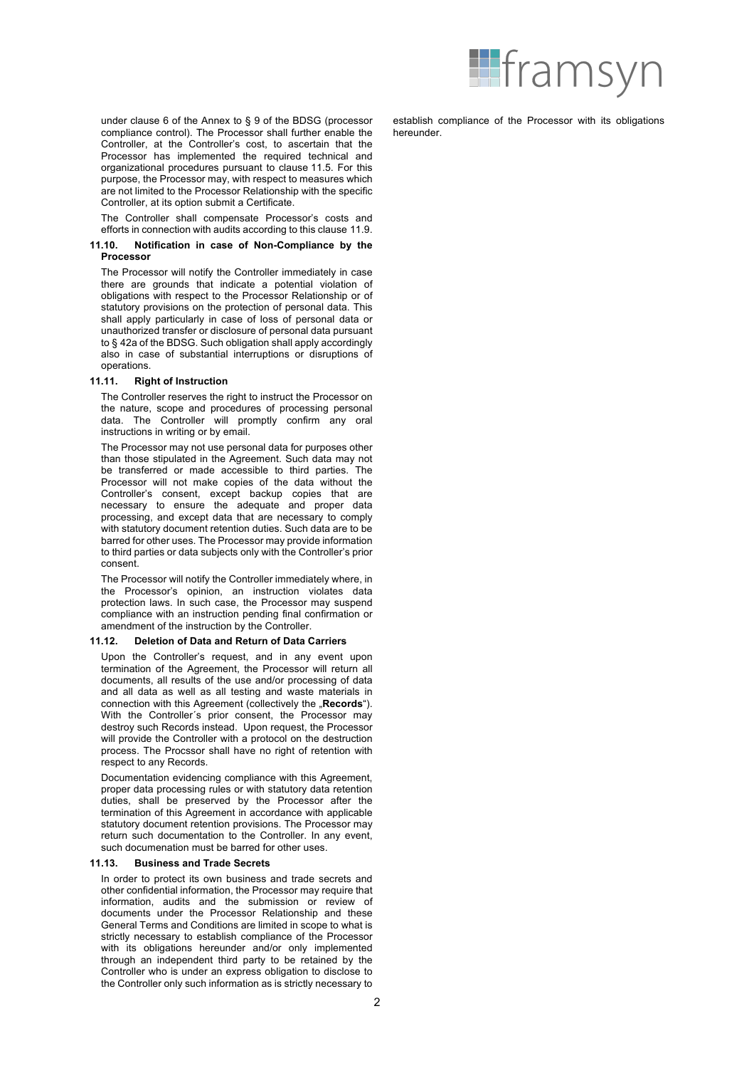under clause 6 of the Annex to § 9 of the BDSG (processor compliance control). The Processor shall further enable the Controller, at the Controller's cost, to ascertain that the Processor has implemented the required technical and organizational procedures pursuant to clause 11.5. For this purpose, the Processor may, with respect to measures which are not limited to the Processor Relationship with the specific Controller, at its option submit a Certificate.

The Controller shall compensate Processor's costs and efforts in connection with audits according to this clause 11.9.

### 11.10. Notification in case of Non-Compliance by the Processor

The Processor will notify the Controller immediately in case there are grounds that indicate a potential violation of obligations with respect to the Processor Relationship or of statutory provisions on the protection of personal data. This shall apply particularly in case of loss of personal data or unauthorized transfer or disclosure of personal data pursuant to § 42a of the BDSG. Such obligation shall apply accordingly also in case of substantial interruptions or disruptions of operations.

### 11.11. Right of Instruction

The Controller reserves the right to instruct the Processor on the nature, scope and procedures of processing personal data. The Controller will promptly confirm any oral instructions in writing or by email.

The Processor may not use personal data for purposes other than those stipulated in the Agreement. Such data may not be transferred or made accessible to third parties. The Processor will not make copies of the data without the Controller's consent, except backup copies that are necessary to ensure the adequate and proper data processing, and except data that are necessary to comply with statutory document retention duties. Such data are to be barred for other uses. The Processor may provide information to third parties or data subjects only with the Controller's prior consent.

The Processor will notify the Controller immediately where, in the Processor's opinion, an instruction violates data protection laws. In such case, the Processor may suspend compliance with an instruction pending final confirmation or amendment of the instruction by the Controller.

### 11.12. Deletion of Data and Return of Data Carriers

Upon the Controller's request, and in any event upon termination of the Agreement, the Processor will return all documents, all results of the use and/or processing of data and all data as well as all testing and waste materials in connection with this Agreement (collectively the „**Records**"). With the Controller´s prior consent, the Processor may destroy such Records instead. Upon request, the Processor will provide the Controller with a protocol on the destruction process. The Procssor shall have no right of retention with respect to any Records.

Documentation evidencing compliance with this Agreement, proper data processing rules or with statutory data retention duties, shall be preserved by the Processor after the termination of this Agreement in accordance with applicable statutory document retention provisions. The Processor may return such documentation to the Controller. In any event, such documenation must be barred for other uses.

### 11.13. Business and Trade Secrets

In order to protect its own business and trade secrets and other confidential information, the Processor may require that information, audits and the submission or review of documents under the Processor Relationship and these General Terms and Conditions are limited in scope to what is strictly necessary to establish compliance of the Processor with its obligations hereunder and/or only implemented through an independent third party to be retained by the Controller who is under an express obligation to disclose to the Controller only such information as is strictly necessary to establish compliance of the Processor with its obligations hereunder.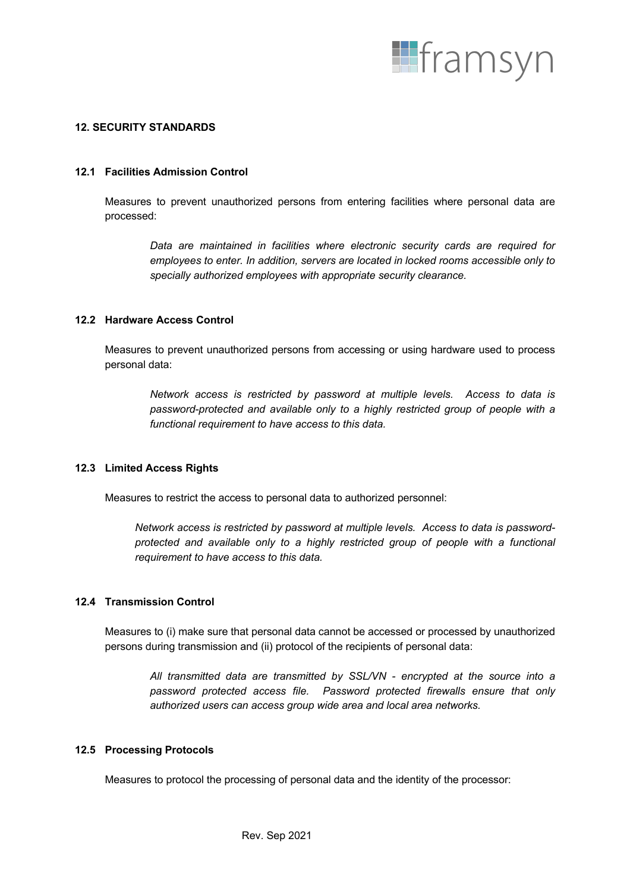## 12. SECURITY STANDARDS

### 12.1 Facilities Admission Control

Measures to prevent unauthorized persons from entering facilities where personal data are processed:

> *Data are maintained in facilities where electronic security cards are required for employees to enter. In addition, servers are located in locked rooms accessible only to specially authorized employees with appropriate security clearance.*

### 12.2 Hardware Access Control

Measures to prevent unauthorized persons from accessing or using hardware used to process personal data:

> *Network access is restricted by password at multiple levels. Access to data is password-protected and available only to a highly restricted group of people with a functional requirement to have access to this data.*

### 12.3 Limited Access Rights

Measures to restrict the access to personal data to authorized personnel:

> *Network access is restricted by password at multiple levels. Access to data is password-protected and available only to a highly restricted group of people with a functional requirement to have access to this data.*

### 12.4 Transmission Control

Measures to (i) make sure that personal data cannot be accessed or processed by unauthorized persons during transmission and (ii) protocol of the recipients of personal data:

> *All transmitted data are transmitted by SSL/VN - encrypted at the source into a password protected access file. Password protected firewalls ensure that only authorized users can access group wide area and local area networks.*

### 12.5 Processing Protocols

Measures to protocol the processing of personal data and the identity of the processor: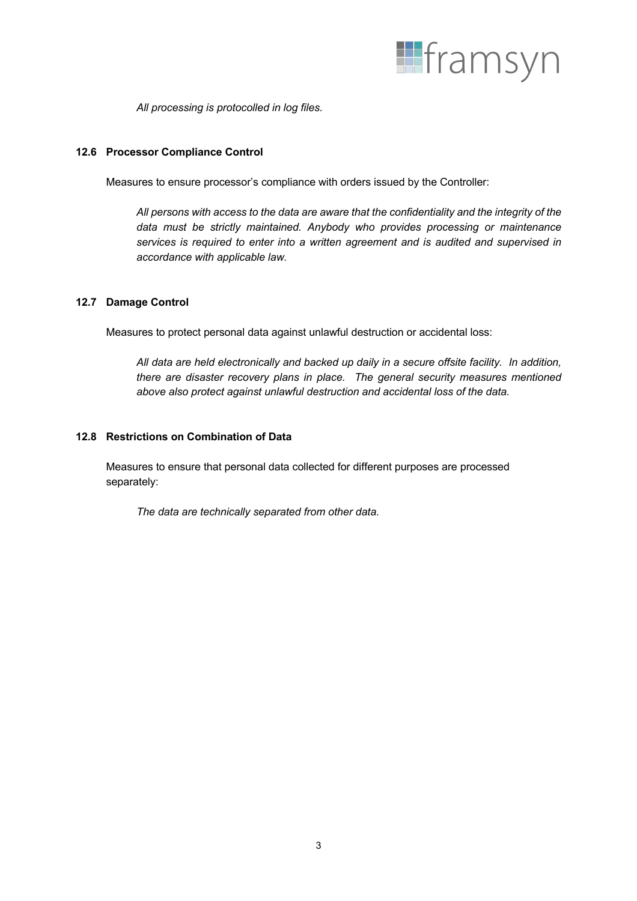*All processing is protocolled in log files.*

### 12.6 Processor Compliance Control

Measures to ensure processor's compliance with orders issued by the Controller:

*All persons with access to the data are aware that the confidentiality and the integrity of the data must be strictly maintained. Anybody who provides processing or maintenance services is required to enter into a written agreement and is audited and supervised in accordance with applicable law.*

### 12.7 Damage Control

Measures to protect personal data against unlawful destruction or accidental loss:

*All data are held electronically and backed up daily in a secure offsite facility. In addition, there are disaster recovery plans in place. The general security measures mentioned above also protect against unlawful destruction and accidental loss of the data.*

### 12.8 Restrictions on Combination of Data

Measures to ensure that personal data collected for different purposes are processed separately:

*The data are technically separated from other data.*